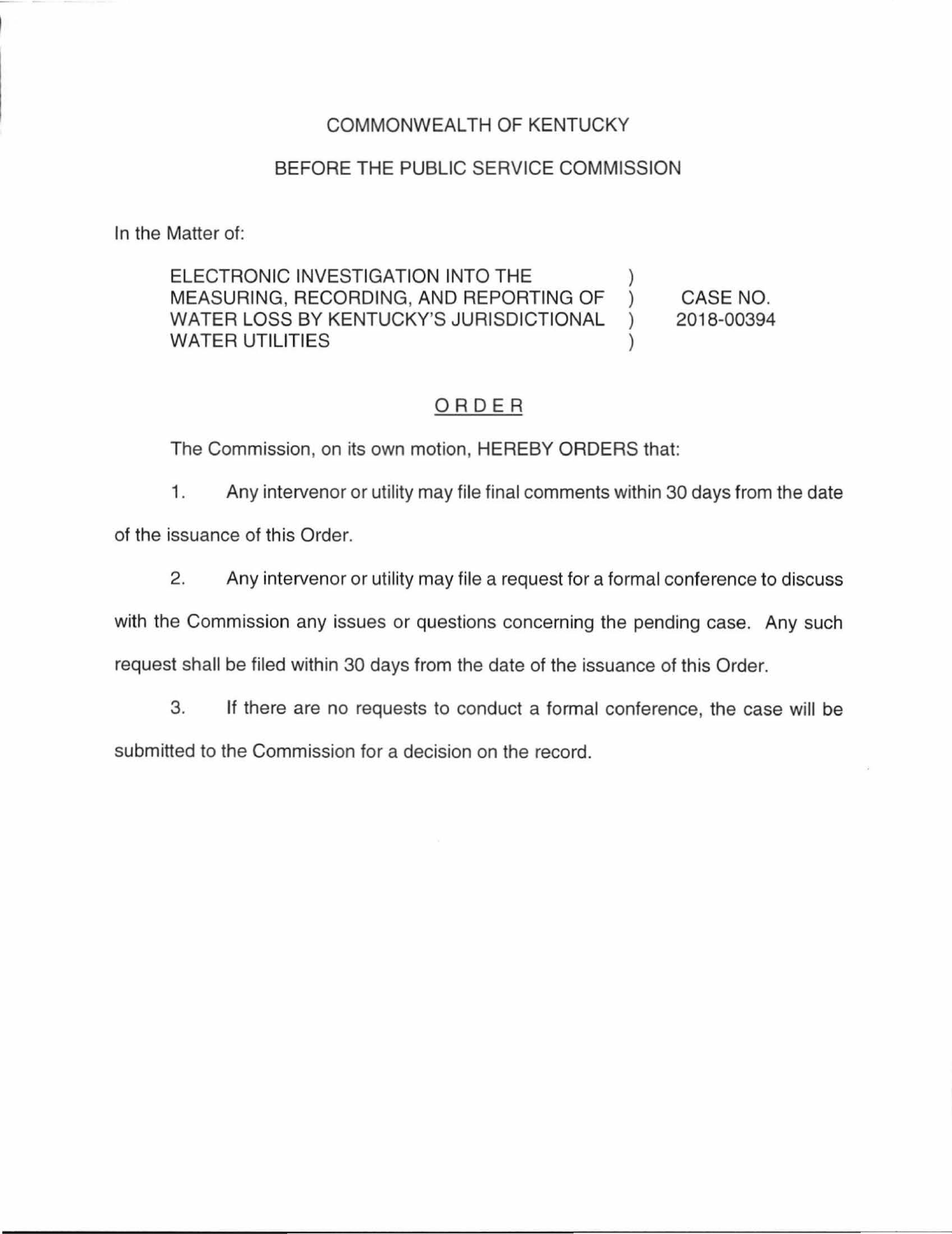COMMONWEALTH OF KENTUCKY

BEFORE THE PUBLIC SERVICE COMMISSION

In the Matter of:

| | | |
|---|---|---|
| ELECTRONIC INVESTIGATION INTO THE MEASURING, RECORDING, AND REPORTING OF WATER LOSS BY KENTUCKY'S JURISDICTIONAL WATER UTILITIES | ) ) ) ) | CASE NO. 2018-00394 |

## ORDER

The Commission, on its own motion, HEREBY ORDERS that:

1. Any intervenor or utility may file final comments within 30 days from the date of the issuance of this Order.

2. Any intervenor or utility may file a request for a formal conference to discuss with the Commission any issues or questions concerning the pending case. Any such request shall be filed within 30 days from the date of the issuance of this Order.

3. If there are no requests to conduct a formal conference, the case will be submitted to the Commission for a decision on the record.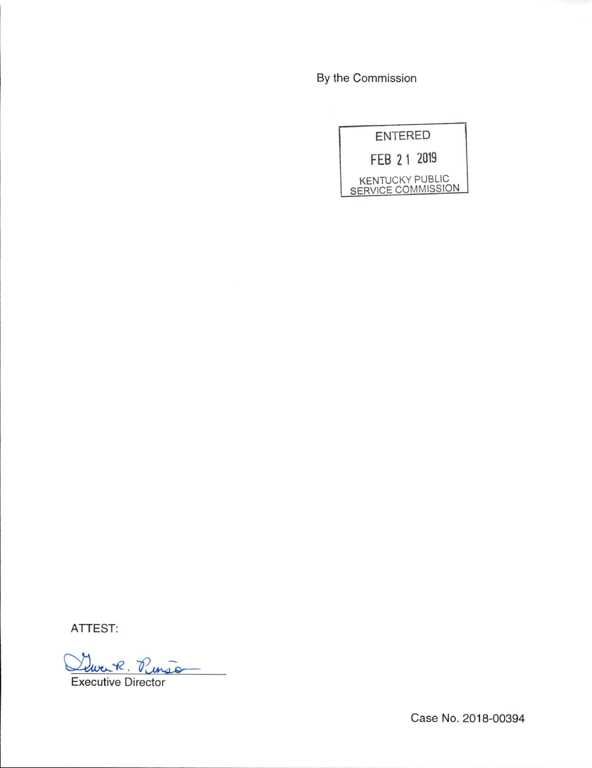By the Commission

ENTERED

FEB 21 2019

KENTUCKY PUBLIC SERVICE COMMISSION

ATTEST:

Gwen R. Pinson

Executive Director

Case No. 2018-00394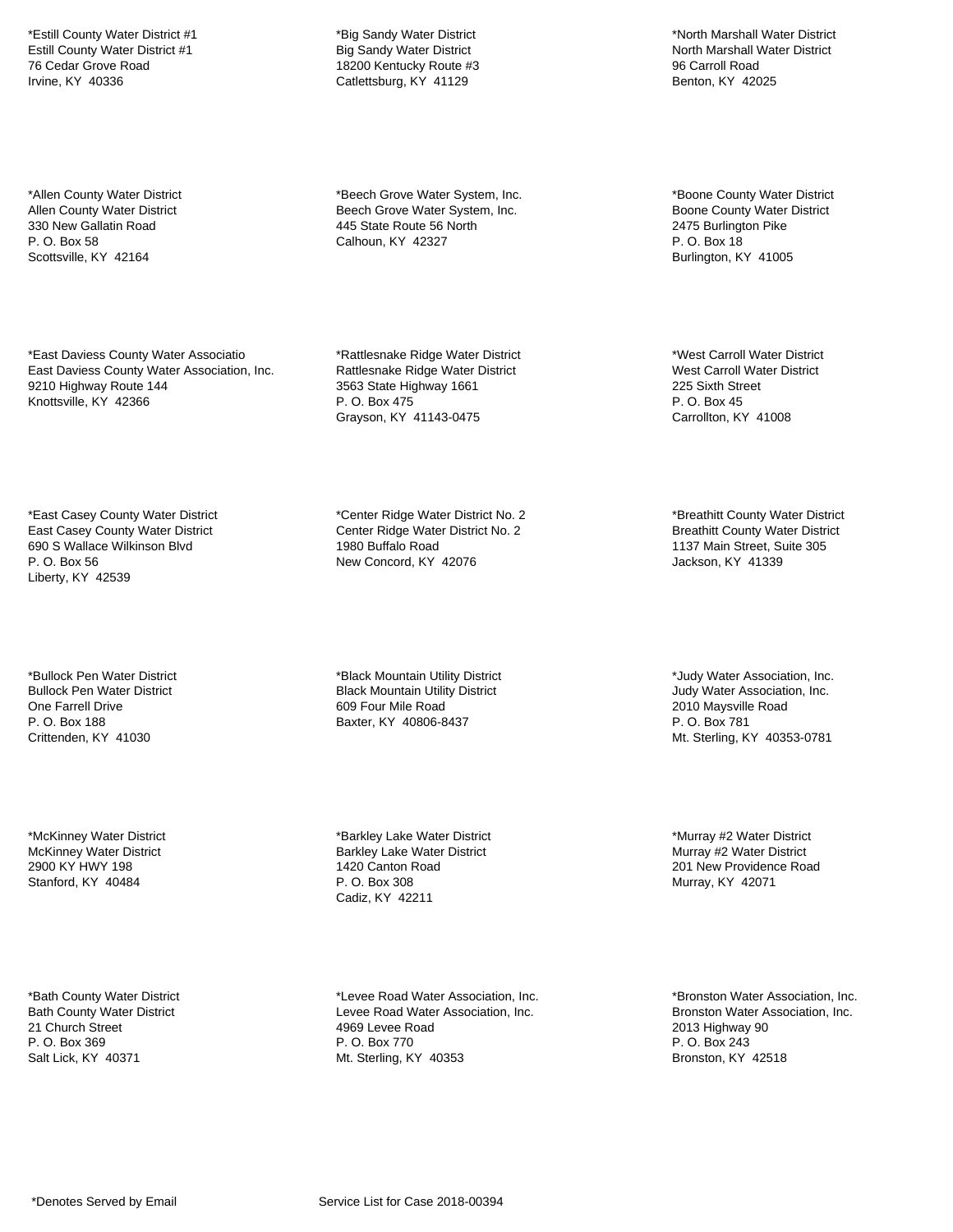*Estill County Water District #1
Estill County Water District #1
76 Cedar Grove Road
Irvine, KY  40336

*Big Sandy Water District
Big Sandy Water District
18200 Kentucky Route #3
Catlettsburg, KY  41129

*North Marshall Water District
North Marshall Water District
96 Carroll Road
Benton, KY  42025

*Allen County Water District
Allen County Water District
330 New Gallatin Road
P. O. Box 58
Scottsville, KY  42164

*Beech Grove Water System, Inc.
Beech Grove Water System, Inc.
445 State Route 56 North
Calhoun, KY  42327

*Boone County Water District
Boone County Water District
2475 Burlington Pike
P. O. Box 18
Burlington, KY  41005

*East Daviess County Water Associatio
East Daviess County Water Association, Inc.
9210 Highway Route 144
Knottsville, KY  42366

*Rattlesnake Ridge Water District
Rattlesnake Ridge Water District
3563 State Highway 1661
P. O. Box 475
Grayson, KY  41143-0475

*West Carroll Water District
West Carroll Water District
225 Sixth Street
P. O. Box 45
Carrollton, KY  41008

*East Casey County Water District
East Casey County Water District
690 S Wallace Wilkinson Blvd
P. O. Box 56
Liberty, KY  42539

*Center Ridge Water District No. 2
Center Ridge Water District No. 2
1980 Buffalo Road
New Concord, KY  42076

*Breathitt County Water District
Breathitt County Water District
1137 Main Street, Suite 305
Jackson, KY  41339

*Bullock Pen Water District
Bullock Pen Water District
One Farrell Drive
P. O. Box 188
Crittenden, KY  41030

*Black Mountain Utility District
Black Mountain Utility District
609 Four Mile Road
Baxter, KY  40806-8437

*Judy Water Association, Inc.
Judy Water Association, Inc.
2010 Maysville Road
P. O. Box 781
Mt. Sterling, KY  40353-0781

*McKinney Water District
McKinney Water District
2900 KY HWY 198
Stanford, KY  40484

*Barkley Lake Water District
Barkley Lake Water District
1420 Canton Road
P. O. Box 308
Cadiz, KY  42211

*Murray #2 Water District
Murray #2 Water District
201 New Providence Road
Murray, KY  42071

*Bath County Water District
Bath County Water District
21 Church Street
P. O. Box 369
Salt Lick, KY  40371

*Levee Road Water Association, Inc.
Levee Road Water Association, Inc.
4969 Levee Road
P. O. Box 770
Mt. Sterling, KY  40353

*Bronston Water Association, Inc.
Bronston Water Association, Inc.
2013 Highway 90
P. O. Box 243
Bronston, KY  42518

*Denotes Served by Email

Service List for Case 2018-00394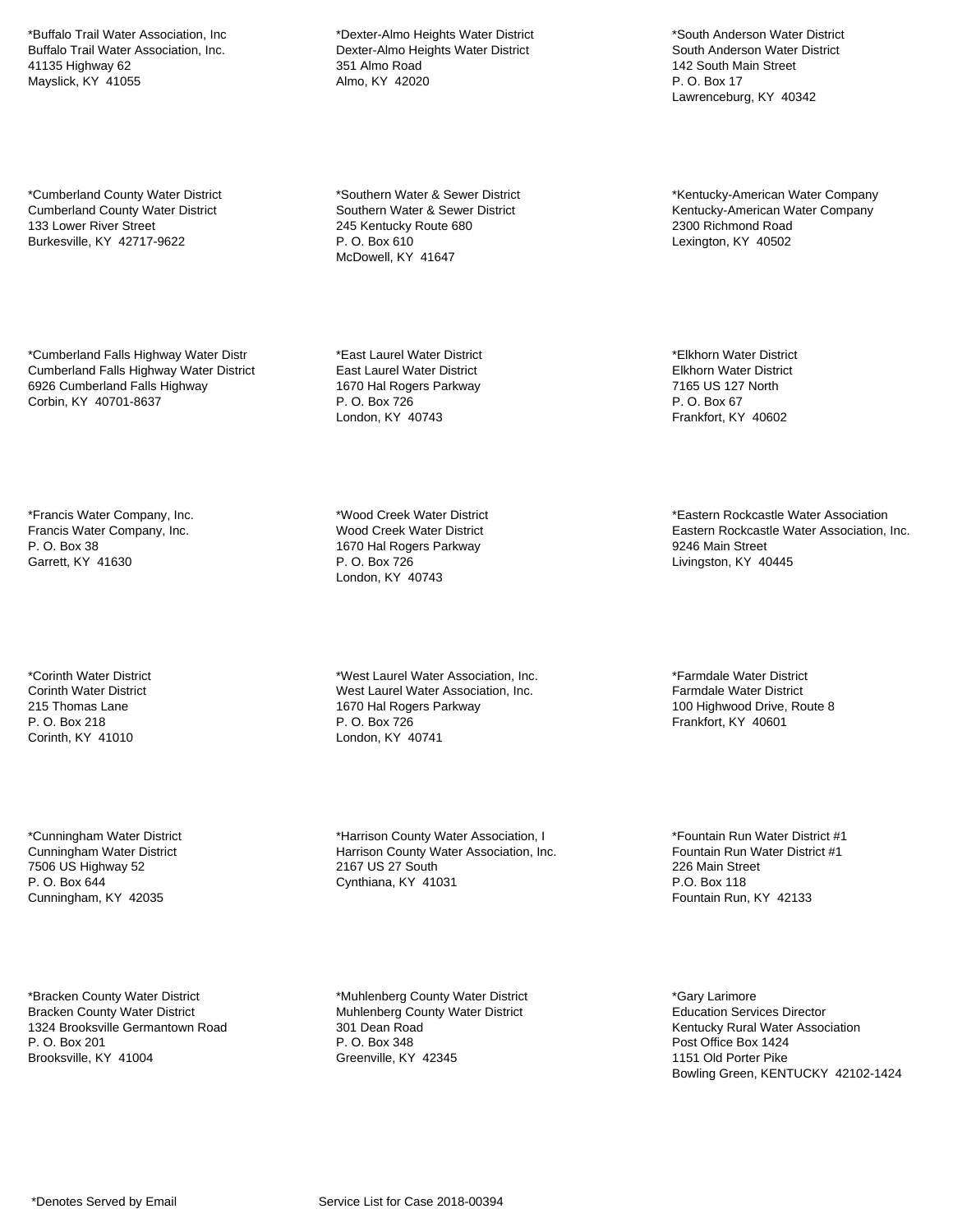*Buffalo Trail Water Association, Inc
Buffalo Trail Water Association, Inc.
41135 Highway 62
Mayslick, KY 41055

*Cumberland County Water District
Cumberland County Water District
133 Lower River Street
Burkesville, KY 42717-9622

*Cumberland Falls Highway Water Distr
Cumberland Falls Highway Water District
6926 Cumberland Falls Highway
Corbin, KY 40701-8637

*Francis Water Company, Inc.
Francis Water Company, Inc.
P. O. Box 38
Garrett, KY 41630

*Corinth Water District
Corinth Water District
215 Thomas Lane
P. O. Box 218
Corinth, KY 41010

*Cunningham Water District
Cunningham Water District
7506 US Highway 52
P. O. Box 644
Cunningham, KY 42035

*Bracken County Water District
Bracken County Water District
1324 Brooksville Germantown Road
P. O. Box 201
Brooksville, KY 41004

*Dexter-Almo Heights Water District
Dexter-Almo Heights Water District
351 Almo Road
Almo, KY 42020

*Southern Water & Sewer District
Southern Water & Sewer District
245 Kentucky Route 680
P. O. Box 610
McDowell, KY 41647

*East Laurel Water District
East Laurel Water District
1670 Hal Rogers Parkway
P. O. Box 726
London, KY 40743

*Wood Creek Water District
Wood Creek Water District
1670 Hal Rogers Parkway
P. O. Box 726
London, KY 40743

*West Laurel Water Association, Inc.
West Laurel Water Association, Inc.
1670 Hal Rogers Parkway
P. O. Box 726
London, KY 40741

*Harrison County Water Association, I
Harrison County Water Association, Inc.
2167 US 27 South
Cynthiana, KY 41031

*Muhlenberg County Water District
Muhlenberg County Water District
301 Dean Road
P. O. Box 348
Greenville, KY 42345

*South Anderson Water District
South Anderson Water District
142 South Main Street
P. O. Box 17
Lawrenceburg, KY 40342

*Kentucky-American Water Company
Kentucky-American Water Company
2300 Richmond Road
Lexington, KY 40502

*Elkhorn Water District
Elkhorn Water District
7165 US 127 North
P. O. Box 67
Frankfort, KY 40602

*Eastern Rockcastle Water Association
Eastern Rockcastle Water Association, Inc.
9246 Main Street
Livingston, KY 40445

*Farmdale Water District
Farmdale Water District
100 Highwood Drive, Route 8
Frankfort, KY 40601

*Fountain Run Water District #1
Fountain Run Water District #1
226 Main Street
P.O. Box 118
Fountain Run, KY 42133

*Gary Larimore
Education Services Director
Kentucky Rural Water Association
Post Office Box 1424
1151 Old Porter Pike
Bowling Green, KENTUCKY 42102-1424

*Denotes Served by Email

Service List for Case 2018-00394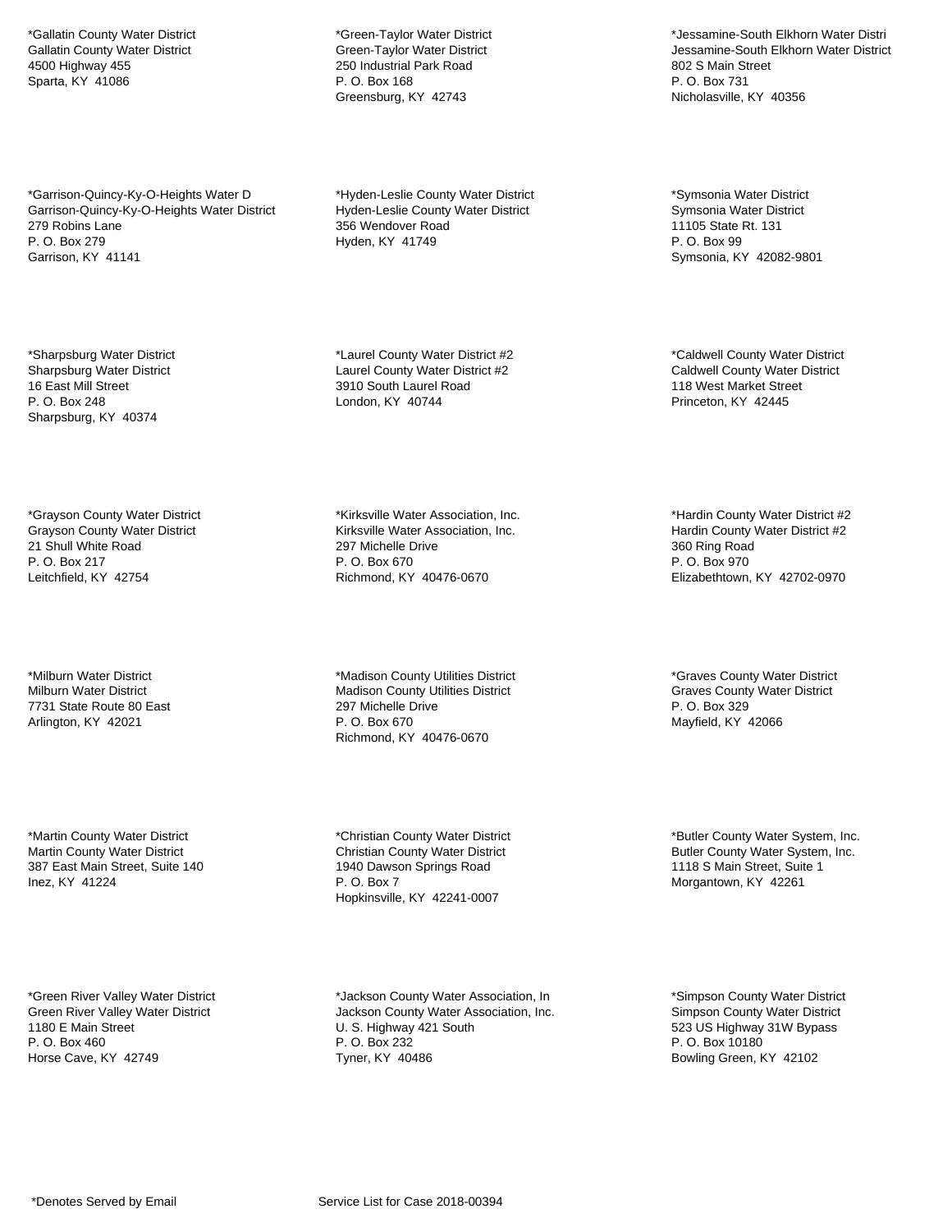*Gallatin County Water District
Gallatin County Water District
4500 Highway 455
Sparta, KY  41086

*Green-Taylor Water District
Green-Taylor Water District
250 Industrial Park Road
P. O. Box 168
Greensburg, KY  42743

*Jessamine-South Elkhorn Water Distri
Jessamine-South Elkhorn Water District
802 S Main Street
P. O. Box 731
Nicholasville, KY  40356

*Garrison-Quincy-Ky-O-Heights Water D
Garrison-Quincy-Ky-O-Heights Water District
279 Robins Lane
P. O. Box 279
Garrison, KY  41141

*Hyden-Leslie County Water District
Hyden-Leslie County Water District
356 Wendover Road
Hyden, KY  41749

*Symsonia Water District
Symsonia Water District
11105 State Rt. 131
P. O. Box 99
Symsonia, KY  42082-9801

*Sharpsburg Water District
Sharpsburg Water District
16 East Mill Street
P. O. Box 248
Sharpsburg, KY  40374

*Laurel County Water District #2
Laurel County Water District #2
3910 South Laurel Road
London, KY  40744

*Caldwell County Water District
Caldwell County Water District
118 West Market Street
Princeton, KY  42445

*Grayson County Water District
Grayson County Water District
21 Shull White Road
P. O. Box 217
Leitchfield, KY  42754

*Kirksville Water Association, Inc.
Kirksville Water Association, Inc.
297 Michelle Drive
P. O. Box 670
Richmond, KY  40476-0670

*Hardin County Water District #2
Hardin County Water District #2
360 Ring Road
P. O. Box 970
Elizabethtown, KY  42702-0970

*Milburn Water District
Milburn Water District
7731 State Route 80 East
Arlington, KY  42021

*Madison County Utilities District
Madison County Utilities District
297 Michelle Drive
P. O. Box 670
Richmond, KY  40476-0670

*Graves County Water District
Graves County Water District
P. O. Box 329
Mayfield, KY  42066

*Martin County Water District
Martin County Water District
387 East Main Street, Suite 140
Inez, KY  41224

*Christian County Water District
Christian County Water District
1940 Dawson Springs Road
P. O. Box 7
Hopkinsville, KY  42241-0007

*Butler County Water System, Inc.
Butler County Water System, Inc.
1118 S Main Street, Suite 1
Morgantown, KY  42261

*Green River Valley Water District
Green River Valley Water District
1180 E Main Street
P. O. Box 460
Horse Cave, KY  42749

*Jackson County Water Association, In
Jackson County Water Association, Inc.
U. S. Highway 421 South
P. O. Box 232
Tyner, KY  40486

*Simpson County Water District
Simpson County Water District
523 US Highway 31W Bypass
P. O. Box 10180
Bowling Green, KY  42102

*Denotes Served by Email

Service List for Case 2018-00394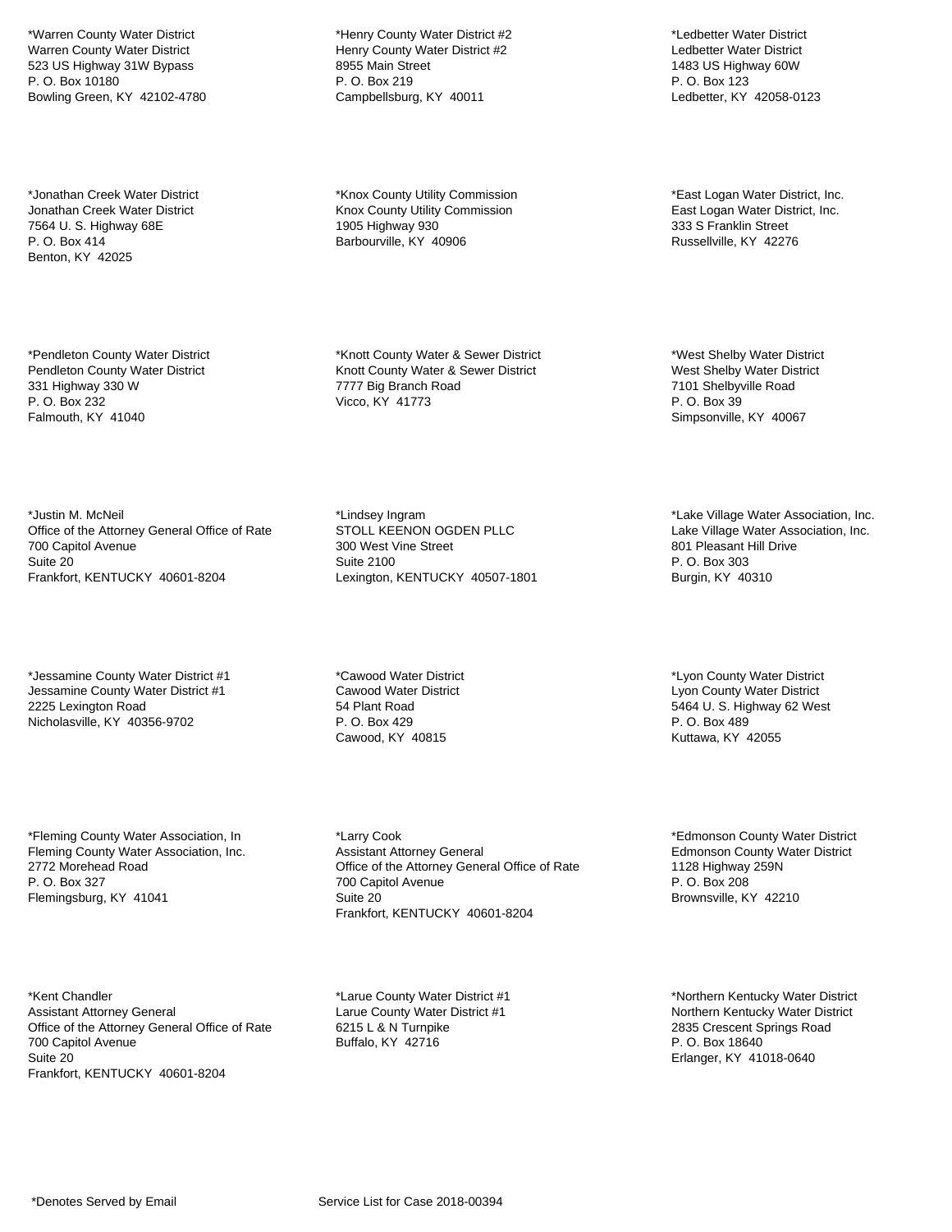*Warren County Water District
Warren County Water District
523 US Highway 31W Bypass
P. O. Box 10180
Bowling Green, KY  42102-4780

*Henry County Water District #2
Henry County Water District #2
8955 Main Street
P. O. Box 219
Campbellsburg, KY  40011

*Ledbetter Water District
Ledbetter Water District
1483 US Highway 60W
P. O. Box 123
Ledbetter, KY  42058-0123

*Jonathan Creek Water District
Jonathan Creek Water District
7564 U. S. Highway 68E
P. O. Box 414
Benton, KY  42025

*Knox County Utility Commission
Knox County Utility Commission
1905 Highway 930
Barbourville, KY  40906

*East Logan Water District, Inc.
East Logan Water District, Inc.
333 S Franklin Street
Russellville, KY  42276

*Pendleton County Water District
Pendleton County Water District
331 Highway 330 W
P. O. Box 232
Falmouth, KY  41040

*Knott County Water & Sewer District
Knott County Water & Sewer District
7777 Big Branch Road
Vicco, KY  41773

*West Shelby Water District
West Shelby Water District
7101 Shelbyville Road
P. O. Box 39
Simpsonville, KY  40067

*Justin M. McNeil
Office of the Attorney General Office of Rate
700 Capitol Avenue
Suite 20
Frankfort, KENTUCKY  40601-8204

*Lindsey Ingram
STOLL KEENON OGDEN PLLC
300 West Vine Street
Suite 2100
Lexington, KENTUCKY  40507-1801

*Lake Village Water Association, Inc.
Lake Village Water Association, Inc.
801 Pleasant Hill Drive
P. O. Box 303
Burgin, KY  40310

*Jessamine County Water District #1
Jessamine County Water District #1
2225 Lexington Road
Nicholasville, KY  40356-9702

*Cawood Water District
Cawood Water District
54 Plant Road
P. O. Box 429
Cawood, KY  40815

*Lyon County Water District
Lyon County Water District
5464 U. S. Highway 62 West
P. O. Box 489
Kuttawa, KY  42055

*Fleming County Water Association, In
Fleming County Water Association, Inc.
2772 Morehead Road
P. O. Box 327
Flemingsburg, KY  41041

*Larry Cook
Assistant Attorney General
Office of the Attorney General Office of Rate
700 Capitol Avenue
Suite 20
Frankfort, KENTUCKY  40601-8204

*Edmonson County Water District
Edmonson County Water District
1128 Highway 259N
P. O. Box 208
Brownsville, KY  42210

*Kent Chandler
Assistant Attorney General
Office of the Attorney General Office of Rate
700 Capitol Avenue
Suite 20
Frankfort, KENTUCKY  40601-8204

*Larue County Water District #1
Larue County Water District #1
6215 L & N Turnpike
Buffalo, KY  42716

*Northern Kentucky Water District
Northern Kentucky Water District
2835 Crescent Springs Road
P. O. Box 18640
Erlanger, KY  41018-0640

*Denotes Served by Email

Service List for Case 2018-00394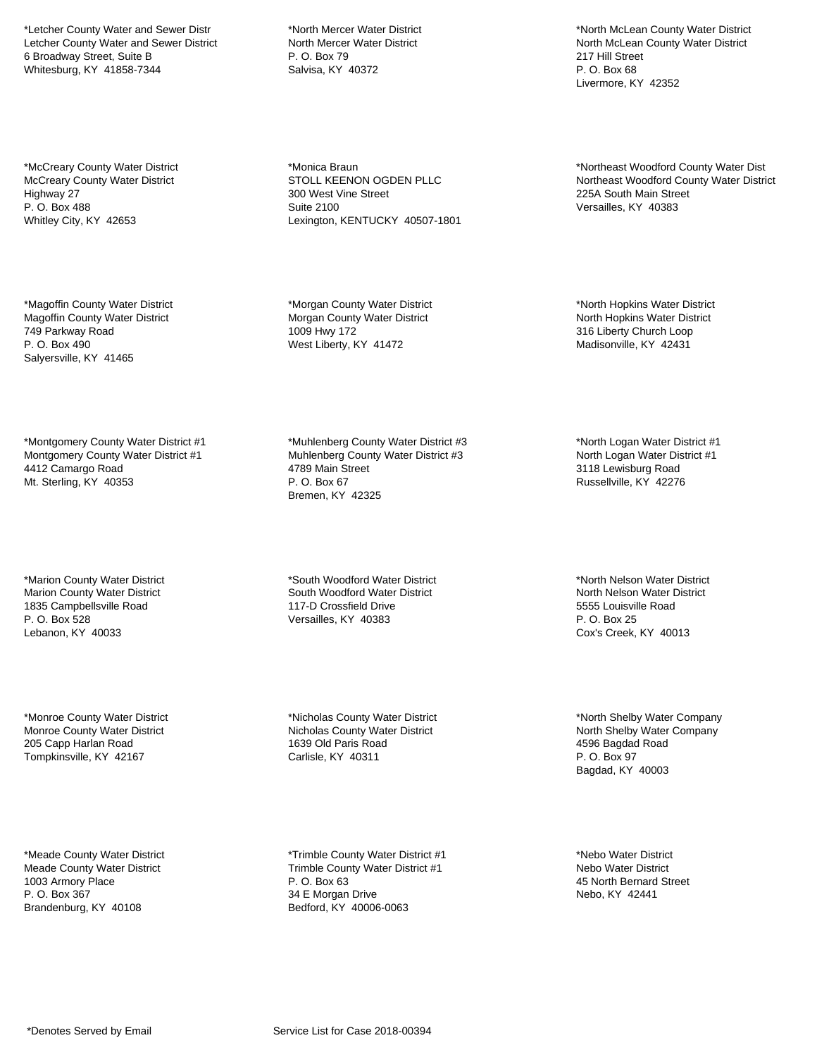*Letcher County Water and Sewer Distr
Letcher County Water and Sewer District
6 Broadway Street, Suite B
Whitesburg, KY 41858-7344

*North Mercer Water District
North Mercer Water District
P. O. Box 79
Salvisa, KY 40372

*North McLean County Water District
North McLean County Water District
217 Hill Street
P. O. Box 68
Livermore, KY 42352

*McCreary County Water District
McCreary County Water District
Highway 27
P. O. Box 488
Whitley City, KY 42653

*Monica Braun
STOLL KEENON OGDEN PLLC
300 West Vine Street
Suite 2100
Lexington, KENTUCKY 40507-1801

*Northeast Woodford County Water Dist
Northeast Woodford County Water District
225A South Main Street
Versailles, KY 40383

*Magoffin County Water District
Magoffin County Water District
749 Parkway Road
P. O. Box 490
Salyersville, KY 41465

*Morgan County Water District
Morgan County Water District
1009 Hwy 172
West Liberty, KY 41472

*North Hopkins Water District
North Hopkins Water District
316 Liberty Church Loop
Madisonville, KY 42431

*Montgomery County Water District #1
Montgomery County Water District #1
4412 Camargo Road
Mt. Sterling, KY 40353

*Muhlenberg County Water District #3
Muhlenberg County Water District #3
4789 Main Street
P. O. Box 67
Bremen, KY 42325

*North Logan Water District #1
North Logan Water District #1
3118 Lewisburg Road
Russellville, KY 42276

*Marion County Water District
Marion County Water District
1835 Campbellsville Road
P. O. Box 528
Lebanon, KY 40033

*South Woodford Water District
South Woodford Water District
117-D Crossfield Drive
Versailles, KY 40383

*North Nelson Water District
North Nelson Water District
5555 Louisville Road
P. O. Box 25
Cox's Creek, KY 40013

*Monroe County Water District
Monroe County Water District
205 Capp Harlan Road
Tompkinsville, KY 42167

*Nicholas County Water District
Nicholas County Water District
1639 Old Paris Road
Carlisle, KY 40311

*North Shelby Water Company
North Shelby Water Company
4596 Bagdad Road
P. O. Box 97
Bagdad, KY 40003

*Meade County Water District
Meade County Water District
1003 Armory Place
P. O. Box 367
Brandenburg, KY 40108

*Trimble County Water District #1
Trimble County Water District #1
P. O. Box 63
34 E Morgan Drive
Bedford, KY 40006-0063

*Nebo Water District
Nebo Water District
45 North Bernard Street
Nebo, KY 42441

*Denotes Served by Email

Service List for Case 2018-00394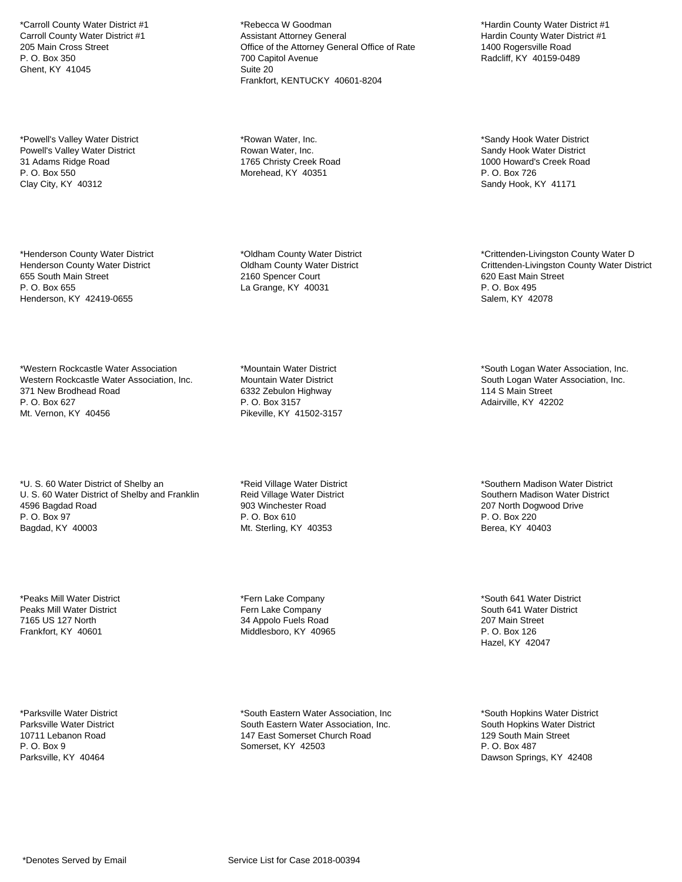*Carroll County Water District #1
Carroll County Water District #1
205 Main Cross Street
P. O. Box 350
Ghent, KY  41045

*Rebecca W Goodman
Assistant Attorney General
Office of the Attorney General Office of Rate
700 Capitol Avenue
Suite 20
Frankfort, KENTUCKY  40601-8204

*Hardin County Water District #1
Hardin County Water District #1
1400 Rogersville Road
Radcliff, KY  40159-0489

*Powell's Valley Water District
Powell's Valley Water District
31 Adams Ridge Road
P. O. Box 550
Clay City, KY  40312

*Rowan Water, Inc.
Rowan Water, Inc.
1765 Christy Creek Road
Morehead, KY  40351

*Sandy Hook Water District
Sandy Hook Water District
1000 Howard's Creek Road
P. O. Box 726
Sandy Hook, KY  41171

*Henderson County Water District
Henderson County Water District
655 South Main Street
P. O. Box 655
Henderson, KY  42419-0655

*Oldham County Water District
Oldham County Water District
2160 Spencer Court
La Grange, KY  40031

*Crittenden-Livingston County Water D
Crittenden-Livingston County Water District
620 East Main Street
P. O. Box 495
Salem, KY  42078

*Western Rockcastle Water Association
Western Rockcastle Water Association, Inc.
371 New Brodhead Road
P. O. Box 627
Mt. Vernon, KY  40456

*Mountain Water District
Mountain Water District
6332 Zebulon Highway
P. O. Box 3157
Pikeville, KY  41502-3157

*South Logan Water Association, Inc.
South Logan Water Association, Inc.
114 S Main Street
Adairville, KY  42202

*U. S. 60 Water District of Shelby an
U. S. 60 Water District of Shelby and Franklin
4596 Bagdad Road
P. O. Box 97
Bagdad, KY  40003

*Reid Village Water District
Reid Village Water District
903 Winchester Road
P. O. Box 610
Mt. Sterling, KY  40353

*Southern Madison Water District
Southern Madison Water District
207 North Dogwood Drive
P. O. Box 220
Berea, KY  40403

*Peaks Mill Water District
Peaks Mill Water District
7165 US 127 North
Frankfort, KY  40601

*Fern Lake Company
Fern Lake Company
34 Appolo Fuels Road
Middlesboro, KY  40965

*South 641 Water District
South 641 Water District
207 Main Street
P. O. Box 126
Hazel, KY  42047

*Parksville Water District
Parksville Water District
10711 Lebanon Road
P. O. Box 9
Parksville, KY  40464

*South Eastern Water Association, Inc
South Eastern Water Association, Inc.
147 East Somerset Church Road
Somerset, KY  42503

*South Hopkins Water District
South Hopkins Water District
129 South Main Street
P. O. Box 487
Dawson Springs, KY  42408

*Denotes Served by Email

Service List for Case 2018-00394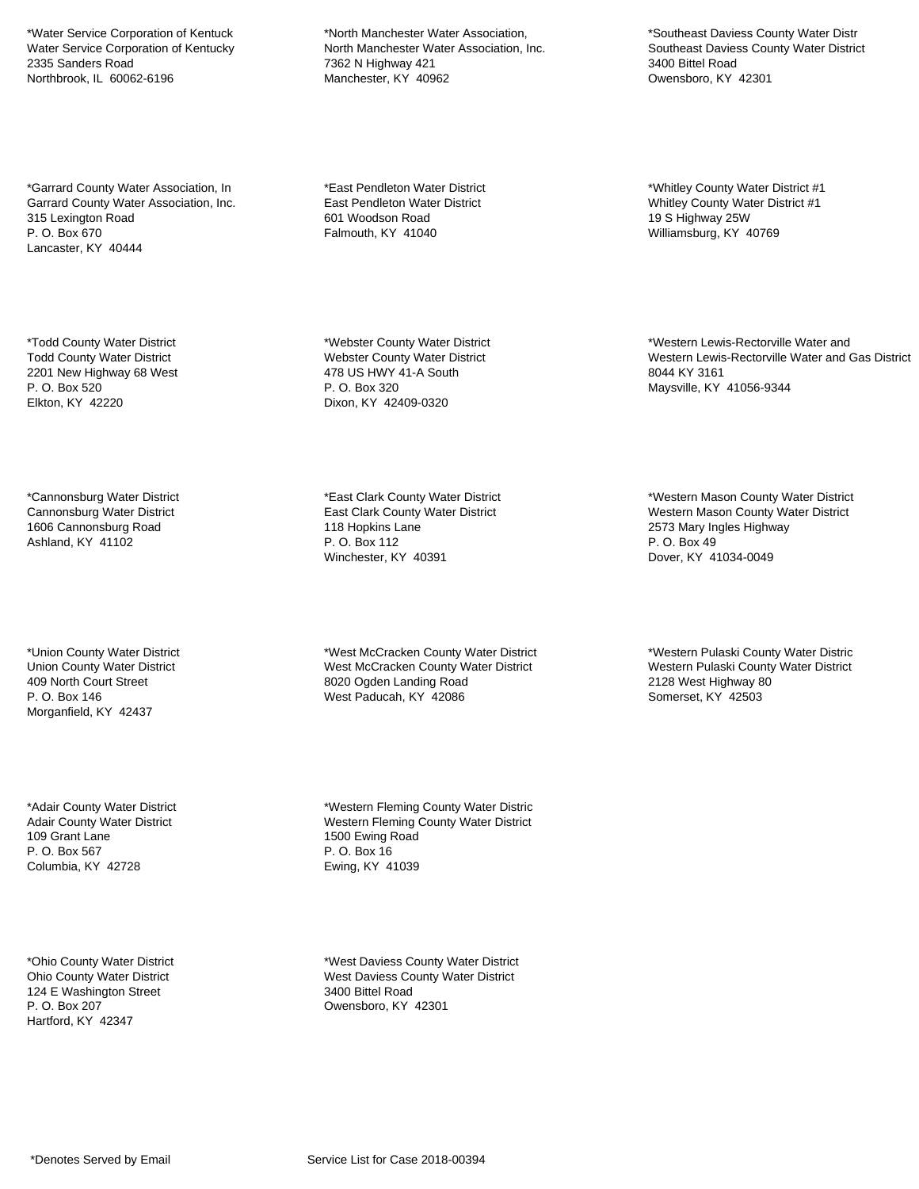*Water Service Corporation of Kentuck
Water Service Corporation of Kentucky
2335 Sanders Road
Northbrook, IL 60062-6196

*North Manchester Water Association,
North Manchester Water Association, Inc.
7362 N Highway 421
Manchester, KY 40962

*Southeast Daviess County Water Distr
Southeast Daviess County Water District
3400 Bittel Road
Owensboro, KY 42301

*Garrard County Water Association, In
Garrard County Water Association, Inc.
315 Lexington Road
P. O. Box 670
Lancaster, KY 40444

*East Pendleton Water District
East Pendleton Water District
601 Woodson Road
Falmouth, KY 41040

*Whitley County Water District #1
Whitley County Water District #1
19 S Highway 25W
Williamsburg, KY 40769

*Todd County Water District
Todd County Water District
2201 New Highway 68 West
P. O. Box 520
Elkton, KY 42220

*Webster County Water District
Webster County Water District
478 US HWY 41-A South
P. O. Box 320
Dixon, KY 42409-0320

*Western Lewis-Rectorville Water and
Western Lewis-Rectorville Water and Gas District
8044 KY 3161
Maysville, KY 41056-9344

*Cannonsburg Water District
Cannonsburg Water District
1606 Cannonsburg Road
Ashland, KY 41102

*East Clark County Water District
East Clark County Water District
118 Hopkins Lane
P. O. Box 112
Winchester, KY 40391

*Western Mason County Water District
Western Mason County Water District
2573 Mary Ingles Highway
P. O. Box 49
Dover, KY 41034-0049

*Union County Water District
Union County Water District
409 North Court Street
P. O. Box 146
Morganfield, KY 42437

*West McCracken County Water District
West McCracken County Water District
8020 Ogden Landing Road
West Paducah, KY 42086

*Western Pulaski County Water Distric
Western Pulaski County Water District
2128 West Highway 80
Somerset, KY 42503

*Adair County Water District
Adair County Water District
109 Grant Lane
P. O. Box 567
Columbia, KY 42728

*Western Fleming County Water Distric
Western Fleming County Water District
1500 Ewing Road
P. O. Box 16
Ewing, KY 41039

*Ohio County Water District
Ohio County Water District
124 E Washington Street
P. O. Box 207
Hartford, KY 42347

*West Daviess County Water District
West Daviess County Water District
3400 Bittel Road
Owensboro, KY 42301

*Denotes Served by Email

Service List for Case 2018-00394